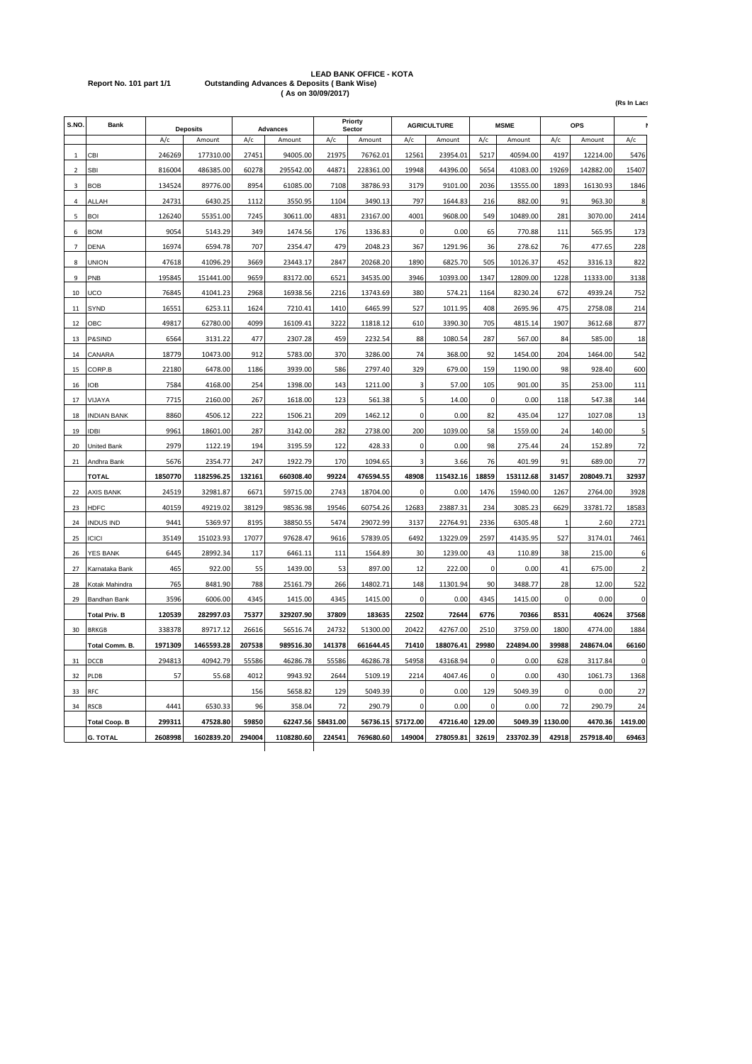**Report No. 101 part 1/1**

**LEAD BANK OFFICE - KOTA**
**Outstanding Advances & Deposits ( Bank Wise)**
**( As on 30/09/2017)**

**(Rs In Lacs**

| S.NO. | Bank | Deposits | | Advances | | Priorty Sector | | AGRICULTURE | | MSME | | OPS | | N |
|---|---|---|---|---|---|---|---|---|---|---|---|---|---|---|
| | | A/c | Amount | A/c | Amount | A/c | Amount | A/c | Amount | A/c | Amount | A/c | Amount | A/c |
| 1 | CBI | 246269 | 177310.00 | 27451 | 94005.00 | 21975 | 76762.01 | 12561 | 23954.01 | 5217 | 40594.00 | 4197 | 12214.00 | 5476 |
| 2 | SBI | 816004 | 486385.00 | 60278 | 295542.00 | 44871 | 228361.00 | 19948 | 44396.00 | 5654 | 41083.00 | 19269 | 142882.00 | 15407 |
| 3 | BOB | 134524 | 89776.00 | 8954 | 61085.00 | 7108 | 38786.93 | 3179 | 9101.00 | 2036 | 13555.00 | 1893 | 16130.93 | 1846 |
| 4 | ALLAH | 24731 | 6430.25 | 1112 | 3550.95 | 1104 | 3490.13 | 797 | 1644.83 | 216 | 882.00 | 91 | 963.30 | 8 |
| 5 | BOI | 126240 | 55351.00 | 7245 | 30611.00 | 4831 | 23167.00 | 4001 | 9608.00 | 549 | 10489.00 | 281 | 3070.00 | 2414 |
| 6 | BOM | 9054 | 5143.29 | 349 | 1474.56 | 176 | 1336.83 | 0 | 0.00 | 65 | 770.88 | 111 | 565.95 | 173 |
| 7 | DENA | 16974 | 6594.78 | 707 | 2354.47 | 479 | 2048.23 | 367 | 1291.96 | 36 | 278.62 | 76 | 477.65 | 228 |
| 8 | UNION | 47618 | 41096.29 | 3669 | 23443.17 | 2847 | 20268.20 | 1890 | 6825.70 | 505 | 10126.37 | 452 | 3316.13 | 822 |
| 9 | PNB | 195845 | 151441.00 | 9659 | 83172.00 | 6521 | 34535.00 | 3946 | 10393.00 | 1347 | 12809.00 | 1228 | 11333.00 | 3138 |
| 10 | UCO | 76845 | 41041.23 | 2968 | 16938.56 | 2216 | 13743.69 | 380 | 574.21 | 1164 | 8230.24 | 672 | 4939.24 | 752 |
| 11 | SYND | 16551 | 6253.11 | 1624 | 7210.41 | 1410 | 6465.99 | 527 | 1011.95 | 408 | 2695.96 | 475 | 2758.08 | 214 |
| 12 | OBC | 49817 | 62780.00 | 4099 | 16109.41 | 3222 | 11818.12 | 610 | 3390.30 | 705 | 4815.14 | 1907 | 3612.68 | 877 |
| 13 | P&SIND | 6564 | 3131.22 | 477 | 2307.28 | 459 | 2232.54 | 88 | 1080.54 | 287 | 567.00 | 84 | 585.00 | 18 |
| 14 | CANARA | 18779 | 10473.00 | 912 | 5783.00 | 370 | 3286.00 | 74 | 368.00 | 92 | 1454.00 | 204 | 1464.00 | 542 |
| 15 | CORP.B | 22180 | 6478.00 | 1186 | 3939.00 | 586 | 2797.40 | 329 | 679.00 | 159 | 1190.00 | 98 | 928.40 | 600 |
| 16 | IOB | 7584 | 4168.00 | 254 | 1398.00 | 143 | 1211.00 | 3 | 57.00 | 105 | 901.00 | 35 | 253.00 | 111 |
| 17 | VIJAYA | 7715 | 2160.00 | 267 | 1618.00 | 123 | 561.38 | 5 | 14.00 | 0 | 0.00 | 118 | 547.38 | 144 |
| 18 | INDIAN BANK | 8860 | 4506.12 | 222 | 1506.21 | 209 | 1462.12 | 0 | 0.00 | 82 | 435.04 | 127 | 1027.08 | 13 |
| 19 | IDBI | 9961 | 18601.00 | 287 | 3142.00 | 282 | 2738.00 | 200 | 1039.00 | 58 | 1559.00 | 24 | 140.00 | 5 |
| 20 | United Bank | 2979 | 1122.19 | 194 | 3195.59 | 122 | 428.33 | 0 | 0.00 | 98 | 275.44 | 24 | 152.89 | 72 |
| 21 | Andhra Bank | 5676 | 2354.77 | 247 | 1922.79 | 170 | 1094.65 | 3 | 3.66 | 76 | 401.99 | 91 | 689.00 | 77 |
| | **TOTAL** | **1850770** | **1182596.25** | **132161** | **660308.40** | **99224** | **476594.55** | **48908** | **115432.16** | **18859** | **153112.68** | **31457** | **208049.71** | **32937** |
| 22 | AXIS BANK | 24519 | 32981.87 | 6671 | 59715.00 | 2743 | 18704.00 | 0 | 0.00 | 1476 | 15940.00 | 1267 | 2764.00 | 3928 |
| 23 | HDFC | 40159 | 49219.02 | 38129 | 98536.98 | 19546 | 60754.26 | 12683 | 23887.31 | 234 | 3085.23 | 6629 | 33781.72 | 18583 |
| 24 | INDUS IND | 9441 | 5369.97 | 8195 | 38850.55 | 5474 | 29072.99 | 3137 | 22764.91 | 2336 | 6305.48 | 1 | 2.60 | 2721 |
| 25 | ICICI | 35149 | 151023.93 | 17077 | 97628.47 | 9616 | 57839.05 | 6492 | 13229.09 | 2597 | 41435.95 | 527 | 3174.01 | 7461 |
| 26 | YES BANK | 6445 | 28992.34 | 117 | 6461.11 | 111 | 1564.89 | 30 | 1239.00 | 43 | 110.89 | 38 | 215.00 | 6 |
| 27 | Karnataka Bank | 465 | 922.00 | 55 | 1439.00 | 53 | 897.00 | 12 | 222.00 | 0 | 0.00 | 41 | 675.00 | 2 |
| 28 | Kotak Mahindra | 765 | 8481.90 | 788 | 25161.79 | 266 | 14802.71 | 148 | 11301.94 | 90 | 3488.77 | 28 | 12.00 | 522 |
| 29 | Bandhan Bank | 3596 | 6006.00 | 4345 | 1415.00 | 4345 | 1415.00 | 0 | 0.00 | 4345 | 1415.00 | 0 | 0.00 | 0 |
| | **Total Priv. B** | **120539** | **282997.03** | **75377** | **329207.90** | **37809** | **183635** | **22502** | **72644** | **6776** | **70366** | **8531** | **40624** | **37568** |
| 30 | BRKGB | 338378 | 89717.12 | 26616 | 56516.74 | 24732 | 51300.00 | 20422 | 42767.00 | 2510 | 3759.00 | 1800 | 4774.00 | 1884 |
| | **Total Comm. B.** | **1971309** | **1465593.28** | **207538** | **989516.30** | **141378** | **661644.45** | **71410** | **188076.41** | **29980** | **224894.00** | **39988** | **248674.04** | **66160** |
| 31 | DCCB | 294813 | 40942.79 | 55586 | 46286.78 | 55586 | 46286.78 | 54958 | 43168.94 | 0 | 0.00 | 628 | 3117.84 | 0 |
| 32 | PLDB | 57 | 55.68 | 4012 | 9943.92 | 2644 | 5109.19 | 2214 | 4047.46 | 0 | 0.00 | 430 | 1061.73 | 1368 |
| 33 | RFC | | | 156 | 5658.82 | 129 | 5049.39 | 0 | 0.00 | 129 | 5049.39 | 0 | 0.00 | 27 |
| 34 | RSCB | 4441 | 6530.33 | 96 | 358.04 | 72 | 290.79 | 0 | 0.00 | 0 | 0.00 | 72 | 290.79 | 24 |
| | **Total Coop. B** | **299311** | **47528.80** | **59850** | **62247.56** | **58431.00** | **56736.15** | **57172.00** | **47216.40** | **129.00** | **5049.39** | **1130.00** | **4470.36** | **1419.00** |
| | **G. TOTAL** | **2608998** | **1602839.20** | **294004** | **1108280.60** | **224541** | **769680.60** | **149004** | **278059.81** | **32619** | **233702.39** | **42918** | **257918.40** | **69463** |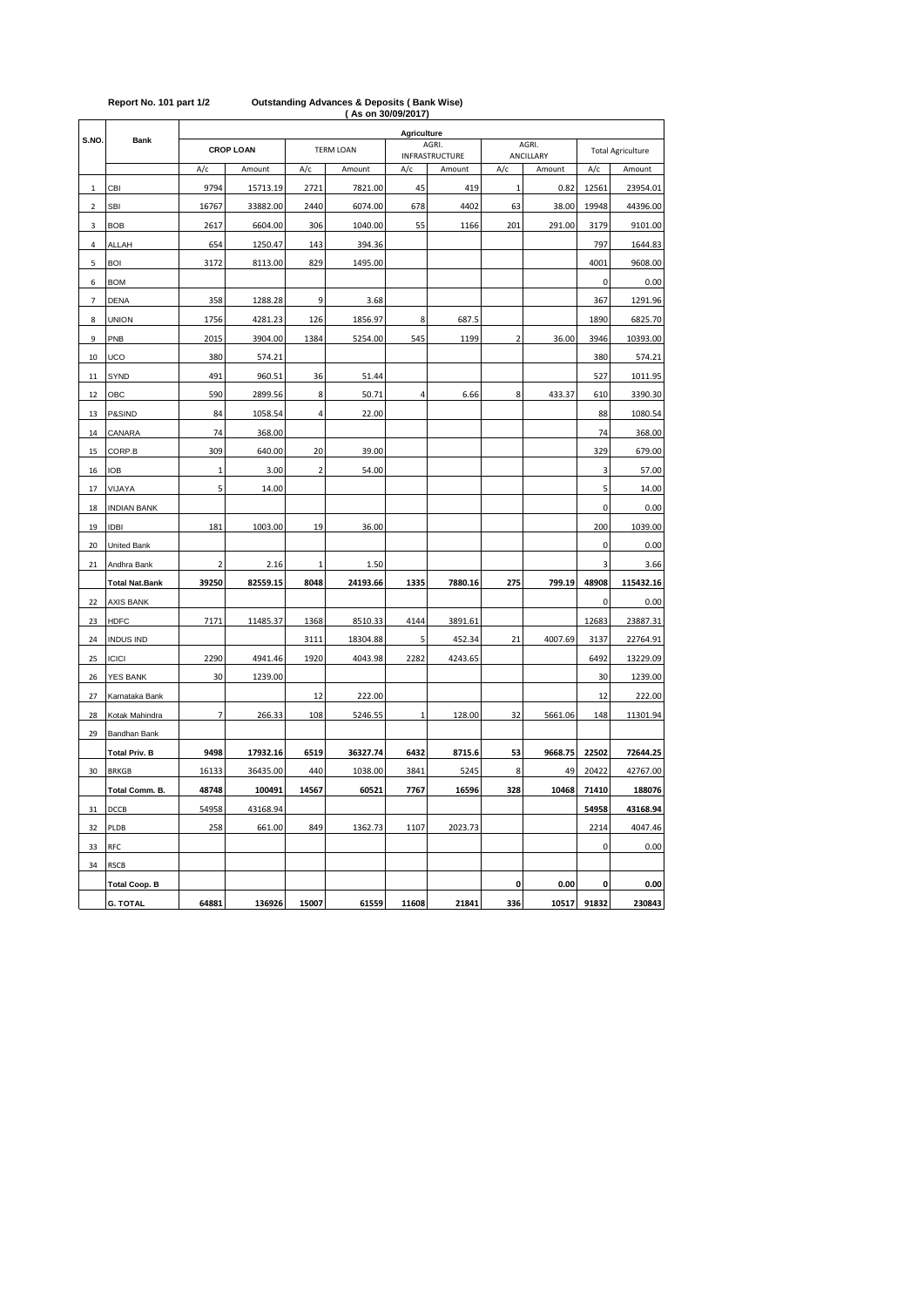**Report No. 101 part 1/2** **Outstanding Advances & Deposits ( Bank Wise)**

**( As on 30/09/2017)**

| S.NO. | Bank | Agriculture | | | | | | | | | |
|---|---|---|---|---|---|---|---|---|---|---|---|
| | | CROP LOAN | | TERM LOAN | | AGRI. INFRASTRUCTURE | | AGRI. ANCILLARY | | Total Agriculture | |
| | | A/c | Amount | A/c | Amount | A/c | Amount | A/c | Amount | A/c | Amount |
| 1 | CBI | 9794 | 15713.19 | 2721 | 7821.00 | 45 | 419 | 1 | 0.82 | 12561 | 23954.01 |
| 2 | SBI | 16767 | 33882.00 | 2440 | 6074.00 | 678 | 4402 | 63 | 38.00 | 19948 | 44396.00 |
| 3 | BOB | 2617 | 6604.00 | 306 | 1040.00 | 55 | 1166 | 201 | 291.00 | 3179 | 9101.00 |
| 4 | ALLAH | 654 | 1250.47 | 143 | 394.36 | | | | | 797 | 1644.83 |
| 5 | BOI | 3172 | 8113.00 | 829 | 1495.00 | | | | | 4001 | 9608.00 |
| 6 | BOM | | | | | | | | | 0 | 0.00 |
| 7 | DENA | 358 | 1288.28 | 9 | 3.68 | | | | | 367 | 1291.96 |
| 8 | UNION | 1756 | 4281.23 | 126 | 1856.97 | 8 | 687.5 | | | 1890 | 6825.70 |
| 9 | PNB | 2015 | 3904.00 | 1384 | 5254.00 | 545 | 1199 | 2 | 36.00 | 3946 | 10393.00 |
| 10 | UCO | 380 | 574.21 | | | | | | | 380 | 574.21 |
| 11 | SYND | 491 | 960.51 | 36 | 51.44 | | | | | 527 | 1011.95 |
| 12 | OBC | 590 | 2899.56 | 8 | 50.71 | 4 | 6.66 | 8 | 433.37 | 610 | 3390.30 |
| 13 | P&SIND | 84 | 1058.54 | 4 | 22.00 | | | | | 88 | 1080.54 |
| 14 | CANARA | 74 | 368.00 | | | | | | | 74 | 368.00 |
| 15 | CORP.B | 309 | 640.00 | 20 | 39.00 | | | | | 329 | 679.00 |
| 16 | IOB | 1 | 3.00 | 2 | 54.00 | | | | | 3 | 57.00 |
| 17 | VIJAYA | 5 | 14.00 | | | | | | | 5 | 14.00 |
| 18 | INDIAN BANK | | | | | | | | | 0 | 0.00 |
| 19 | IDBI | 181 | 1003.00 | 19 | 36.00 | | | | | 200 | 1039.00 |
| 20 | United Bank | | | | | | | | | 0 | 0.00 |
| 21 | Andhra Bank | 2 | 2.16 | 1 | 1.50 | | | | | 3 | 3.66 |
| | **Total Nat.Bank** | **39250** | **82559.15** | **8048** | **24193.66** | **1335** | **7880.16** | **275** | **799.19** | **48908** | **115432.16** |
| 22 | AXIS BANK | | | | | | | | | 0 | 0.00 |
| 23 | HDFC | 7171 | 11485.37 | 1368 | 8510.33 | 4144 | 3891.61 | | | 12683 | 23887.31 |
| 24 | INDUS IND | | | 3111 | 18304.88 | 5 | 452.34 | 21 | 4007.69 | 3137 | 22764.91 |
| 25 | ICICI | 2290 | 4941.46 | 1920 | 4043.98 | 2282 | 4243.65 | | | 6492 | 13229.09 |
| 26 | YES BANK | 30 | 1239.00 | | | | | | | 30 | 1239.00 |
| 27 | Karnataka Bank | | | 12 | 222.00 | | | | | 12 | 222.00 |
| 28 | Kotak Mahindra | 7 | 266.33 | 108 | 5246.55 | 1 | 128.00 | 32 | 5661.06 | 148 | 11301.94 |
| 29 | Bandhan Bank | | | | | | | | | | |
| | **Total Priv. B** | **9498** | **17932.16** | **6519** | **36327.74** | **6432** | **8715.6** | **53** | **9668.75** | **22502** | **72644.25** |
| 30 | BRKGB | 16133 | 36435.00 | 440 | 1038.00 | 3841 | 5245 | 8 | 49 | 20422 | 42767.00 |
| | **Total Comm. B.** | **48748** | **100491** | **14567** | **60521** | **7767** | **16596** | **328** | **10468** | **71410** | **188076** |
| 31 | DCCB | 54958 | 43168.94 | | | | | | | **54958** | **43168.94** |
| 32 | PLDB | 258 | 661.00 | 849 | 1362.73 | 1107 | 2023.73 | | | 2214 | 4047.46 |
| 33 | RFC | | | | | | | | | 0 | 0.00 |
| 34 | RSCB | | | | | | | | | | |
| | **Total Coop. B** | | | | | | | **0** | **0.00** | **0** | **0.00** |
| | **G. TOTAL** | **64881** | **136926** | **15007** | **61559** | **11608** | **21841** | **336** | **10517** | **91832** | **230843** |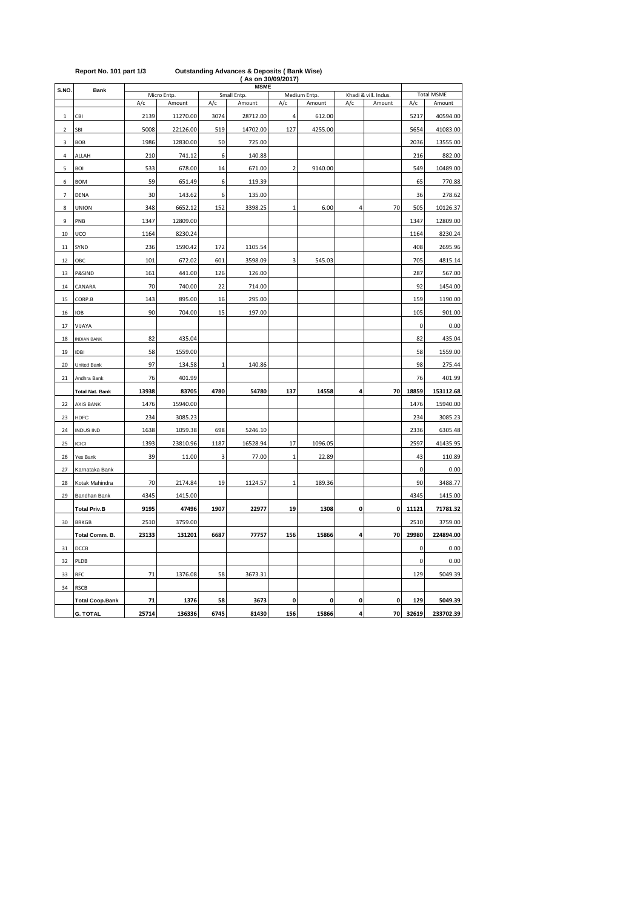Report No. 101 part 1/3

**Outstanding Advances & Deposits ( Bank Wise)**
**( As on 30/09/2017)**

| S.NO. | Bank | MSME | | | | | | | | | |
|---|---|---|---|---|---|---|---|---|---|---|---|
| | | Micro Entp. | | Small Entp. | | Medium Entp. | | Khadi & vill. Indus. | | Total MSME | |
| | | A/c | Amount | A/c | Amount | A/c | Amount | A/c | Amount | A/c | Amount |
| 1 | CBI | 2139 | 11270.00 | 3074 | 28712.00 | 4 | 612.00 | | | 5217 | 40594.00 |
| 2 | SBI | 5008 | 22126.00 | 519 | 14702.00 | 127 | 4255.00 | | | 5654 | 41083.00 |
| 3 | BOB | 1986 | 12830.00 | 50 | 725.00 | | | | | 2036 | 13555.00 |
| 4 | ALLAH | 210 | 741.12 | 6 | 140.88 | | | | | 216 | 882.00 |
| 5 | BOI | 533 | 678.00 | 14 | 671.00 | 2 | 9140.00 | | | 549 | 10489.00 |
| 6 | BOM | 59 | 651.49 | 6 | 119.39 | | | | | 65 | 770.88 |
| 7 | DENA | 30 | 143.62 | 6 | 135.00 | | | | | 36 | 278.62 |
| 8 | UNION | 348 | 6652.12 | 152 | 3398.25 | 1 | 6.00 | 4 | 70 | 505 | 10126.37 |
| 9 | PNB | 1347 | 12809.00 | | | | | | | 1347 | 12809.00 |
| 10 | UCO | 1164 | 8230.24 | | | | | | | 1164 | 8230.24 |
| 11 | SYND | 236 | 1590.42 | 172 | 1105.54 | | | | | 408 | 2695.96 |
| 12 | OBC | 101 | 672.02 | 601 | 3598.09 | 3 | 545.03 | | | 705 | 4815.14 |
| 13 | P&SIND | 161 | 441.00 | 126 | 126.00 | | | | | 287 | 567.00 |
| 14 | CANARA | 70 | 740.00 | 22 | 714.00 | | | | | 92 | 1454.00 |
| 15 | CORP.B | 143 | 895.00 | 16 | 295.00 | | | | | 159 | 1190.00 |
| 16 | IOB | 90 | 704.00 | 15 | 197.00 | | | | | 105 | 901.00 |
| 17 | VIJAYA | | | | | | | | | 0 | 0.00 |
| 18 | INDIAN BANK | 82 | 435.04 | | | | | | | 82 | 435.04 |
| 19 | IDBI | 58 | 1559.00 | | | | | | | 58 | 1559.00 |
| 20 | United Bank | 97 | 134.58 | 1 | 140.86 | | | | | 98 | 275.44 |
| 21 | Andhra Bank | 76 | 401.99 | | | | | | | 76 | 401.99 |
| | **Total Nat. Bank** | **13938** | **83705** | **4780** | **54780** | **137** | **14558** | **4** | **70** | **18859** | **153112.68** |
| 22 | AXIS BANK | 1476 | 15940.00 | | | | | | | 1476 | 15940.00 |
| 23 | HDFC | 234 | 3085.23 | | | | | | | 234 | 3085.23 |
| 24 | INDUS IND | 1638 | 1059.38 | 698 | 5246.10 | | | | | 2336 | 6305.48 |
| 25 | ICICI | 1393 | 23810.96 | 1187 | 16528.94 | 17 | 1096.05 | | | 2597 | 41435.95 |
| 26 | Yes Bank | 39 | 11.00 | 3 | 77.00 | 1 | 22.89 | | | 43 | 110.89 |
| 27 | Karnataka Bank | | | | | | | | | 0 | 0.00 |
| 28 | Kotak Mahindra | 70 | 2174.84 | 19 | 1124.57 | 1 | 189.36 | | | 90 | 3488.77 |
| 29 | Bandhan Bank | 4345 | 1415.00 | | | | | | | 4345 | 1415.00 |
| | **Total Priv.B** | **9195** | **47496** | **1907** | **22977** | **19** | **1308** | **0** | **0** | **11121** | **71781.32** |
| 30 | BRKGB | 2510 | 3759.00 | | | | | | | 2510 | 3759.00 |
| | **Total Comm. B.** | **23133** | **131201** | **6687** | **77757** | **156** | **15866** | **4** | **70** | **29980** | **224894.00** |
| 31 | DCCB | | | | | | | | | 0 | 0.00 |
| 32 | PLDB | | | | | | | | | 0 | 0.00 |
| 33 | RFC | 71 | 1376.08 | 58 | 3673.31 | | | | | 129 | 5049.39 |
| 34 | RSCB | | | | | | | | | | |
| | **Total Coop.Bank** | **71** | **1376** | **58** | **3673** | **0** | **0** | **0** | **0** | **129** | **5049.39** |
| | **G. TOTAL** | **25714** | **136336** | **6745** | **81430** | **156** | **15866** | **4** | **70** | **32619** | **233702.39** |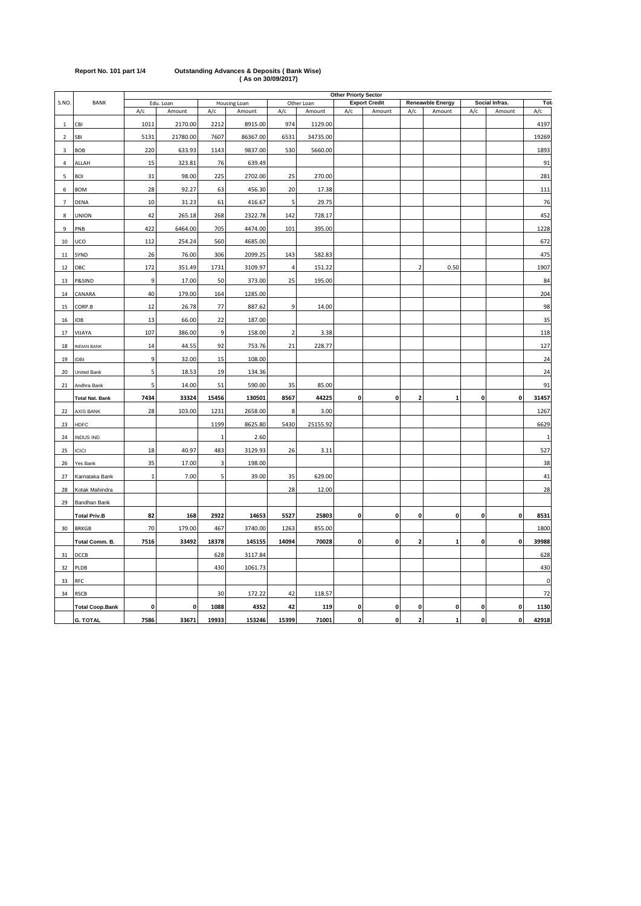**Report No. 101 part 1/4** **Outstanding Advances & Deposits ( Bank Wise)**
**( As on 30/09/2017)**

| S.NO. | BANK | Other Priorty Sector | | | | | | | | | | | | |
|---|---|---|---|---|---|---|---|---|---|---|---|---|---|---|
| | | Edu. Loan | | Housing Loan | | Other Loan | | Export Credit | | Reneawble Energy | | Social Infras. | | Tot |
| | | A/c | Amount | A/c | Amount | A/c | Amount | A/c | Amount | A/c | Amount | A/c | Amount | A/c |
| 1 | CBI | 1011 | 2170.00 | 2212 | 8915.00 | 974 | 1129.00 | | | | | | | 4197 |
| 2 | SBI | 5131 | 21780.00 | 7607 | 86367.00 | 6531 | 34735.00 | | | | | | | 19269 |
| 3 | BOB | 220 | 633.93 | 1143 | 9837.00 | 530 | 5660.00 | | | | | | | 1893 |
| 4 | ALLAH | 15 | 323.81 | 76 | 639.49 | | | | | | | | | 91 |
| 5 | BOI | 31 | 98.00 | 225 | 2702.00 | 25 | 270.00 | | | | | | | 281 |
| 6 | BOM | 28 | 92.27 | 63 | 456.30 | 20 | 17.38 | | | | | | | 111 |
| 7 | DENA | 10 | 31.23 | 61 | 416.67 | 5 | 29.75 | | | | | | | 76 |
| 8 | UNION | 42 | 265.18 | 268 | 2322.78 | 142 | 728.17 | | | | | | | 452 |
| 9 | PNB | 422 | 6464.00 | 705 | 4474.00 | 101 | 395.00 | | | | | | | 1228 |
| 10 | UCO | 112 | 254.24 | 560 | 4685.00 | | | | | | | | | 672 |
| 11 | SYND | 26 | 76.00 | 306 | 2099.25 | 143 | 582.83 | | | | | | | 475 |
| 12 | OBC | 172 | 351.49 | 1731 | 3109.97 | 4 | 151.22 | | | 2 | 0.50 | | | 1907 |
| 13 | P&SIND | 9 | 17.00 | 50 | 373.00 | 25 | 195.00 | | | | | | | 84 |
| 14 | CANARA | 40 | 179.00 | 164 | 1285.00 | | | | | | | | | 204 |
| 15 | CORP.B | 12 | 26.78 | 77 | 887.62 | 9 | 14.00 | | | | | | | 98 |
| 16 | IOB | 13 | 66.00 | 22 | 187.00 | | | | | | | | | 35 |
| 17 | VIJAYA | 107 | 386.00 | 9 | 158.00 | 2 | 3.38 | | | | | | | 118 |
| 18 | INDIAN BANK | 14 | 44.55 | 92 | 753.76 | 21 | 228.77 | | | | | | | 127 |
| 19 | IDBI | 9 | 32.00 | 15 | 108.00 | | | | | | | | | 24 |
| 20 | United Bank | 5 | 18.53 | 19 | 134.36 | | | | | | | | | 24 |
| 21 | Andhra Bank | 5 | 14.00 | 51 | 590.00 | 35 | 85.00 | | | | | | | 91 |
| | **Total Nat. Bank** | **7434** | **33324** | **15456** | **130501** | **8567** | **44225** | **0** | **0** | **2** | **1** | **0** | **0** | **31457** |
| 22 | AXIS BANK | 28 | 103.00 | 1231 | 2658.00 | 8 | 3.00 | | | | | | | 1267 |
| 23 | HDFC | | | 1199 | 8625.80 | 5430 | 25155.92 | | | | | | | 6629 |
| 24 | INDUS IND | | | 1 | 2.60 | | | | | | | | | 1 |
| 25 | ICICI | 18 | 40.97 | 483 | 3129.93 | 26 | 3.11 | | | | | | | 527 |
| 26 | Yes Bank | 35 | 17.00 | 3 | 198.00 | | | | | | | | | 38 |
| 27 | Karnataka Bank | 1 | 7.00 | 5 | 39.00 | 35 | 629.00 | | | | | | | 41 |
| 28 | Kotak Mahindra | | | | | 28 | 12.00 | | | | | | | 28 |
| 29 | Bandhan Bank | | | | | | | | | | | | | |
| | **Total Priv.B** | **82** | **168** | **2922** | **14653** | **5527** | **25803** | **0** | **0** | **0** | **0** | **0** | **0** | **8531** |
| 30 | BRKGB | 70 | 179.00 | 467 | 3740.00 | 1263 | 855.00 | | | | | | | 1800 |
| | **Total Comm. B.** | **7516** | **33492** | **18378** | **145155** | **14094** | **70028** | **0** | **0** | **2** | **1** | **0** | **0** | **39988** |
| 31 | DCCB | | | 628 | 3117.84 | | | | | | | | | 628 |
| 32 | PLDB | | | 430 | 1061.73 | | | | | | | | | 430 |
| 33 | RFC | | | | | | | | | | | | | 0 |
| 34 | RSCB | | | 30 | 172.22 | 42 | 118.57 | | | | | | | 72 |
| | **Total Coop.Bank** | **0** | **0** | **1088** | **4352** | **42** | **119** | **0** | **0** | **0** | **0** | **0** | **0** | **1130** |
| | **G. TOTAL** | **7586** | **33671** | **19933** | **153246** | **15399** | **71001** | **0** | **0** | **2** | **1** | **0** | **0** | **42918** |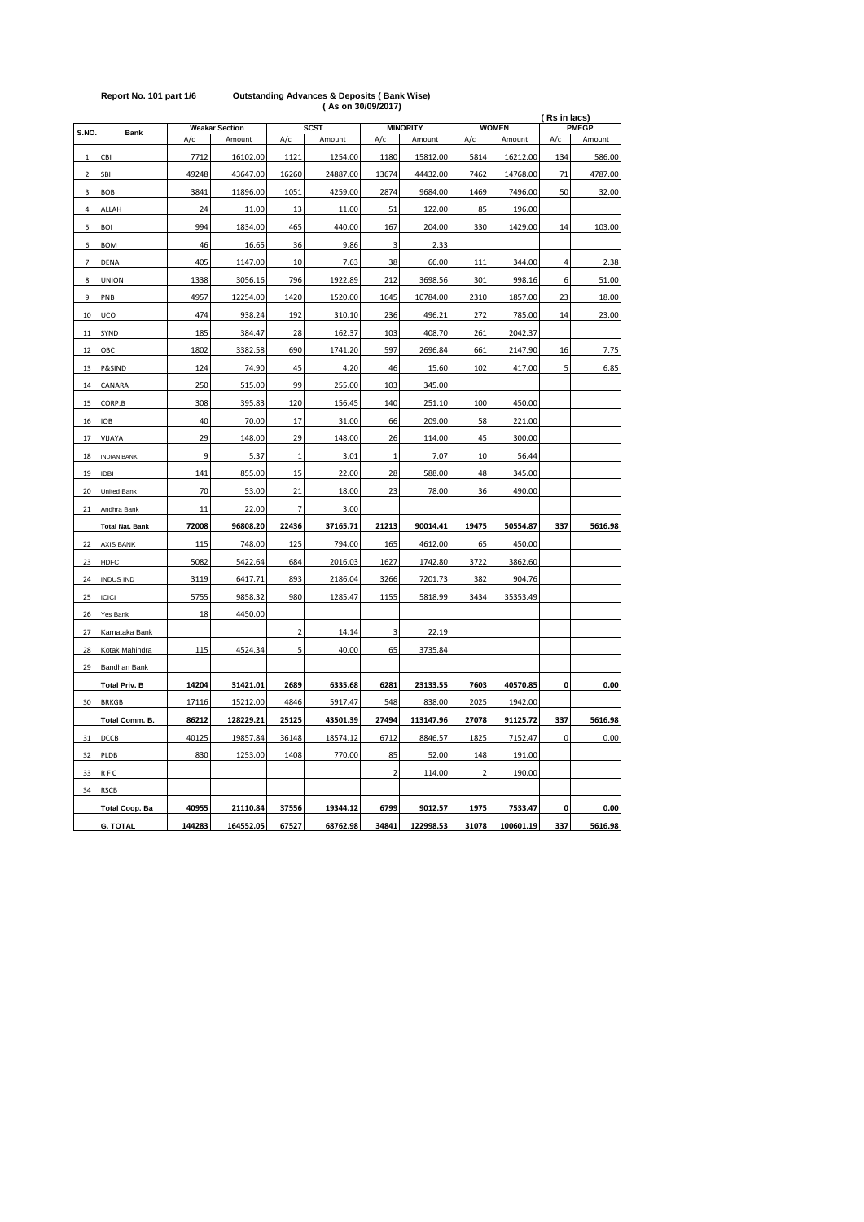Report No. 101 part 1/6 **Outstanding Advances & Deposits ( Bank Wise)**

**( As on 30/09/2017)**

( Rs in lacs)

| S.NO. | Bank | Weakar Section | | SCST | | MINORITY | | WOMEN | | PMEGP | |
|---|---|---|---|---|---|---|---|---|---|---|---|
| | | A/c | Amount | A/c | Amount | A/c | Amount | A/c | Amount | A/c | Amount |
| 1 | CBI | 7712 | 16102.00 | 1121 | 1254.00 | 1180 | 15812.00 | 5814 | 16212.00 | 134 | 586.00 |
| 2 | SBI | 49248 | 43647.00 | 16260 | 24887.00 | 13674 | 44432.00 | 7462 | 14768.00 | 71 | 4787.00 |
| 3 | BOB | 3841 | 11896.00 | 1051 | 4259.00 | 2874 | 9684.00 | 1469 | 7496.00 | 50 | 32.00 |
| 4 | ALLAH | 24 | 11.00 | 13 | 11.00 | 51 | 122.00 | 85 | 196.00 | | |
| 5 | BOI | 994 | 1834.00 | 465 | 440.00 | 167 | 204.00 | 330 | 1429.00 | 14 | 103.00 |
| 6 | BOM | 46 | 16.65 | 36 | 9.86 | 3 | 2.33 | | | | |
| 7 | DENA | 405 | 1147.00 | 10 | 7.63 | 38 | 66.00 | 111 | 344.00 | 4 | 2.38 |
| 8 | UNION | 1338 | 3056.16 | 796 | 1922.89 | 212 | 3698.56 | 301 | 998.16 | 6 | 51.00 |
| 9 | PNB | 4957 | 12254.00 | 1420 | 1520.00 | 1645 | 10784.00 | 2310 | 1857.00 | 23 | 18.00 |
| 10 | UCO | 474 | 938.24 | 192 | 310.10 | 236 | 496.21 | 272 | 785.00 | 14 | 23.00 |
| 11 | SYND | 185 | 384.47 | 28 | 162.37 | 103 | 408.70 | 261 | 2042.37 | | |
| 12 | OBC | 1802 | 3382.58 | 690 | 1741.20 | 597 | 2696.84 | 661 | 2147.90 | 16 | 7.75 |
| 13 | P&SIND | 124 | 74.90 | 45 | 4.20 | 46 | 15.60 | 102 | 417.00 | 5 | 6.85 |
| 14 | CANARA | 250 | 515.00 | 99 | 255.00 | 103 | 345.00 | | | | |
| 15 | CORP.B | 308 | 395.83 | 120 | 156.45 | 140 | 251.10 | 100 | 450.00 | | |
| 16 | IOB | 40 | 70.00 | 17 | 31.00 | 66 | 209.00 | 58 | 221.00 | | |
| 17 | VIJAYA | 29 | 148.00 | 29 | 148.00 | 26 | 114.00 | 45 | 300.00 | | |
| 18 | INDIAN BANK | 9 | 5.37 | 1 | 3.01 | 1 | 7.07 | 10 | 56.44 | | |
| 19 | IDBI | 141 | 855.00 | 15 | 22.00 | 28 | 588.00 | 48 | 345.00 | | |
| 20 | United Bank | 70 | 53.00 | 21 | 18.00 | 23 | 78.00 | 36 | 490.00 | | |
| 21 | Andhra Bank | 11 | 22.00 | 7 | 3.00 | | | | | | |
| | **Total Nat. Bank** | **72008** | **96808.20** | **22436** | **37165.71** | **21213** | **90014.41** | **19475** | **50554.87** | **337** | **5616.98** |
| 22 | AXIS BANK | 115 | 748.00 | 125 | 794.00 | 165 | 4612.00 | 65 | 450.00 | | |
| 23 | HDFC | 5082 | 5422.64 | 684 | 2016.03 | 1627 | 1742.80 | 3722 | 3862.60 | | |
| 24 | INDUS IND | 3119 | 6417.71 | 893 | 2186.04 | 3266 | 7201.73 | 382 | 904.76 | | |
| 25 | ICICI | 5755 | 9858.32 | 980 | 1285.47 | 1155 | 5818.99 | 3434 | 35353.49 | | |
| 26 | Yes Bank | 18 | 4450.00 | | | | | | | | |
| 27 | Karnataka Bank | | | 2 | 14.14 | 3 | 22.19 | | | | |
| 28 | Kotak Mahindra | 115 | 4524.34 | 5 | 40.00 | 65 | 3735.84 | | | | |
| 29 | Bandhan Bank | | | | | | | | | | |
| | **Total Priv. B** | **14204** | **31421.01** | **2689** | **6335.68** | **6281** | **23133.55** | **7603** | **40570.85** | **0** | **0.00** |
| 30 | BRKGB | 17116 | 15212.00 | 4846 | 5917.47 | 548 | 838.00 | 2025 | 1942.00 | | |
| | **Total Comm. B.** | **86212** | **128229.21** | **25125** | **43501.39** | **27494** | **113147.96** | **27078** | **91125.72** | **337** | **5616.98** |
| 31 | DCCB | 40125 | 19857.84 | 36148 | 18574.12 | 6712 | 8846.57 | 1825 | 7152.47 | 0 | 0.00 |
| 32 | PLDB | 830 | 1253.00 | 1408 | 770.00 | 85 | 52.00 | 148 | 191.00 | | |
| 33 | R F C | | | | | 2 | 114.00 | 2 | 190.00 | | |
| 34 | RSCB | | | | | | | | | | |
| | **Total Coop. Ba** | **40955** | **21110.84** | **37556** | **19344.12** | **6799** | **9012.57** | **1975** | **7533.47** | **0** | **0.00** |
| | **G. TOTAL** | **144283** | **164552.05** | **67527** | **68762.98** | **34841** | **122998.53** | **31078** | **100601.19** | **337** | **5616.98** |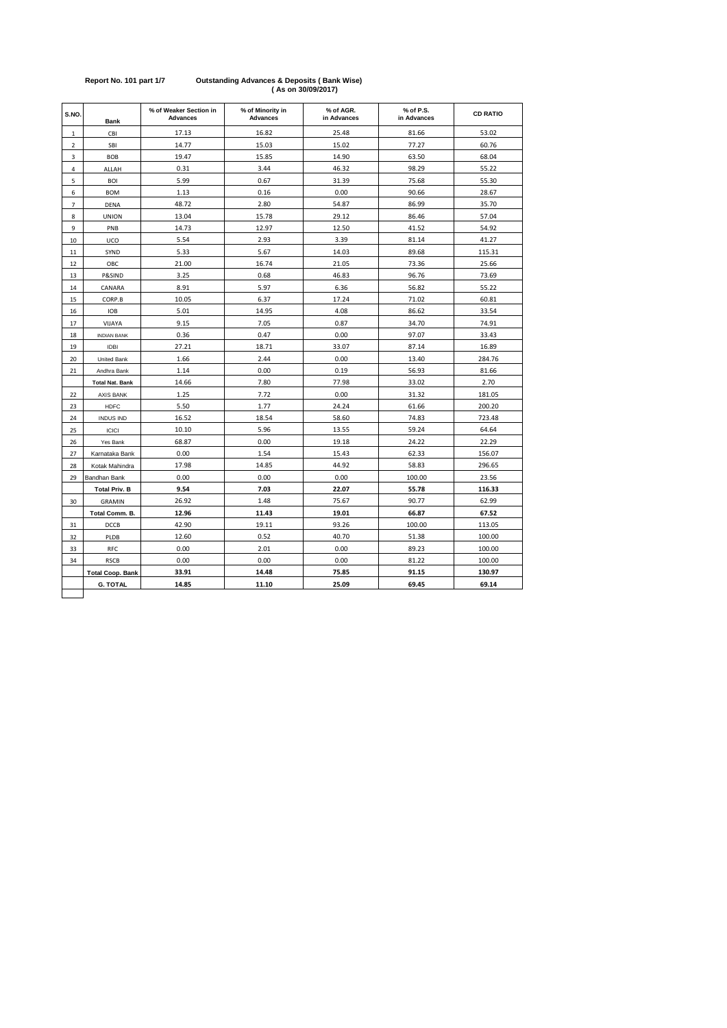**Report No. 101 part 1/7** **Outstanding Advances & Deposits ( Bank Wise)**
**( As on 30/09/2017)**

| S.NO. | Bank | % of Weaker Section in Advances | % of Minority in Advances | % of AGR. in Advances | % of P.S. in Advances | CD RATIO |
|---|---|---|---|---|---|---|
| 1 | CBI | 17.13 | 16.82 | 25.48 | 81.66 | 53.02 |
| 2 | SBI | 14.77 | 15.03 | 15.02 | 77.27 | 60.76 |
| 3 | BOB | 19.47 | 15.85 | 14.90 | 63.50 | 68.04 |
| 4 | ALLAH | 0.31 | 3.44 | 46.32 | 98.29 | 55.22 |
| 5 | BOI | 5.99 | 0.67 | 31.39 | 75.68 | 55.30 |
| 6 | BOM | 1.13 | 0.16 | 0.00 | 90.66 | 28.67 |
| 7 | DENA | 48.72 | 2.80 | 54.87 | 86.99 | 35.70 |
| 8 | UNION | 13.04 | 15.78 | 29.12 | 86.46 | 57.04 |
| 9 | PNB | 14.73 | 12.97 | 12.50 | 41.52 | 54.92 |
| 10 | UCO | 5.54 | 2.93 | 3.39 | 81.14 | 41.27 |
| 11 | SYND | 5.33 | 5.67 | 14.03 | 89.68 | 115.31 |
| 12 | OBC | 21.00 | 16.74 | 21.05 | 73.36 | 25.66 |
| 13 | P&SIND | 3.25 | 0.68 | 46.83 | 96.76 | 73.69 |
| 14 | CANARA | 8.91 | 5.97 | 6.36 | 56.82 | 55.22 |
| 15 | CORP.B | 10.05 | 6.37 | 17.24 | 71.02 | 60.81 |
| 16 | IOB | 5.01 | 14.95 | 4.08 | 86.62 | 33.54 |
| 17 | VIJAYA | 9.15 | 7.05 | 0.87 | 34.70 | 74.91 |
| 18 | INDIAN BANK | 0.36 | 0.47 | 0.00 | 97.07 | 33.43 |
| 19 | IDBI | 27.21 | 18.71 | 33.07 | 87.14 | 16.89 |
| 20 | United Bank | 1.66 | 2.44 | 0.00 | 13.40 | 284.76 |
| 21 | Andhra Bank | 1.14 | 0.00 | 0.19 | 56.93 | 81.66 |
| | **Total Nat. Bank** | 14.66 | 7.80 | 77.98 | 33.02 | 2.70 |
| 22 | AXIS BANK | 1.25 | 7.72 | 0.00 | 31.32 | 181.05 |
| 23 | HDFC | 5.50 | 1.77 | 24.24 | 61.66 | 200.20 |
| 24 | INDUS IND | 16.52 | 18.54 | 58.60 | 74.83 | 723.48 |
| 25 | ICICI | 10.10 | 5.96 | 13.55 | 59.24 | 64.64 |
| 26 | Yes Bank | 68.87 | 0.00 | 19.18 | 24.22 | 22.29 |
| 27 | Karnataka Bank | 0.00 | 1.54 | 15.43 | 62.33 | 156.07 |
| 28 | Kotak Mahindra | 17.98 | 14.85 | 44.92 | 58.83 | 296.65 |
| 29 | Bandhan Bank | 0.00 | 0.00 | 0.00 | 100.00 | 23.56 |
| | **Total Priv. B** | **9.54** | **7.03** | **22.07** | **55.78** | **116.33** |
| 30 | GRAMIN | 26.92 | 1.48 | 75.67 | 90.77 | 62.99 |
| | **Total Comm. B.** | **12.96** | **11.43** | **19.01** | **66.87** | **67.52** |
| 31 | DCCB | 42.90 | 19.11 | 93.26 | 100.00 | 113.05 |
| 32 | PLDB | 12.60 | 0.52 | 40.70 | 51.38 | 100.00 |
| 33 | RFC | 0.00 | 2.01 | 0.00 | 89.23 | 100.00 |
| 34 | RSCB | 0.00 | 0.00 | 0.00 | 81.22 | 100.00 |
| | **Total Coop. Bank** | **33.91** | **14.48** | **75.85** | **91.15** | **130.97** |
| | **G. TOTAL** | **14.85** | **11.10** | **25.09** | **69.45** | **69.14** |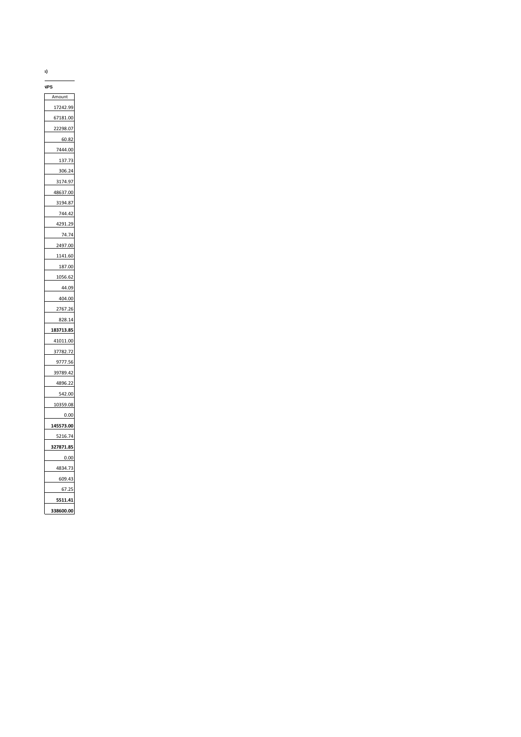s)

NPS

| Amount |
|---|
| 17242.99 |
| 67181.00 |
| 22298.07 |
| 60.82 |
| 7444.00 |
| 137.73 |
| 306.24 |
| 3174.97 |
| 48637.00 |
| 3194.87 |
| 744.42 |
| 4291.29 |
| 74.74 |
| 2497.00 |
| 1141.60 |
| 187.00 |
| 1056.62 |
| 44.09 |
| 404.00 |
| 2767.26 |
| 828.14 |
| **183713.85** |
| 41011.00 |
| 37782.72 |
| 9777.56 |
| 39789.42 |
| 4896.22 |
| 542.00 |
| 10359.08 |
| 0.00 |
| **145573.00** |
| 5216.74 |
| **327871.85** |
| 0.00 |
| 4834.73 |
| 609.43 |
| 67.25 |
| **5511.41** |
| **338600.00** |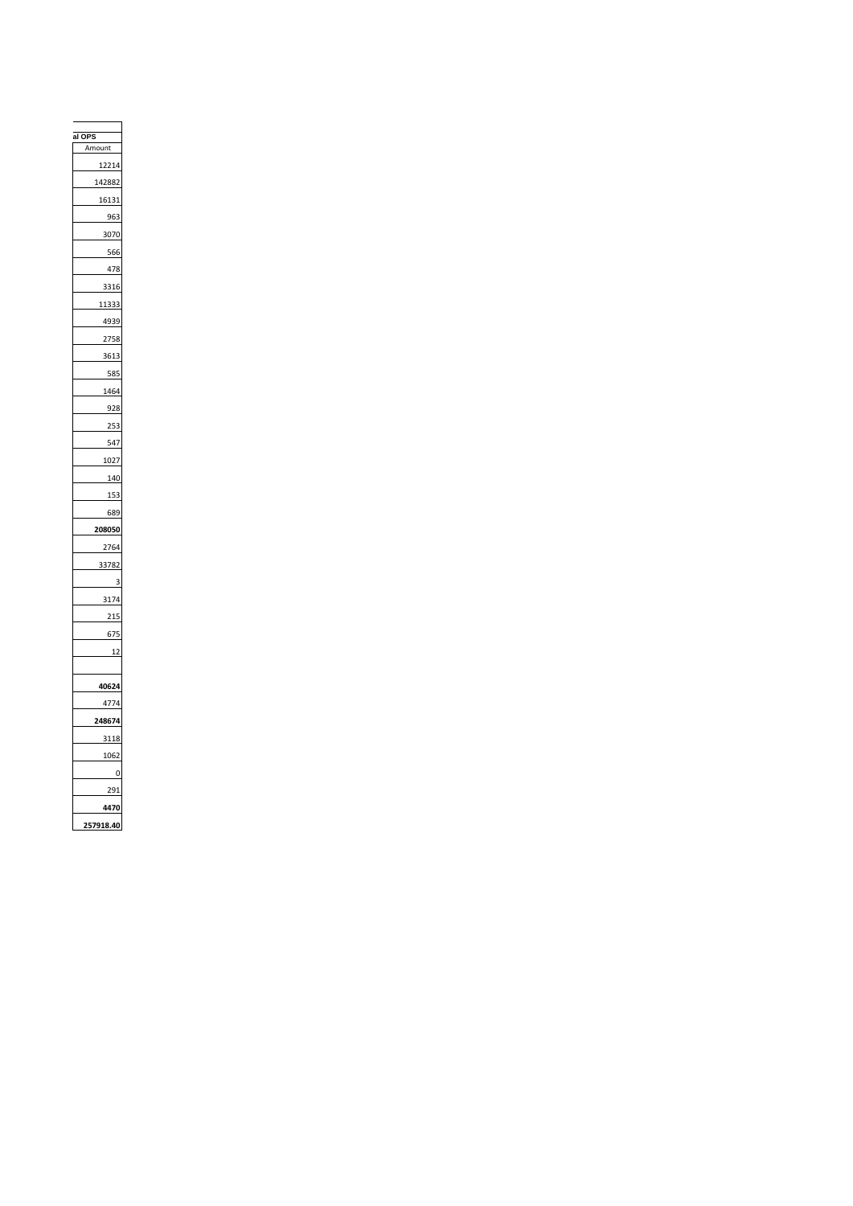| al OPS |
| --- |
| Amount |
| 12214 |
| 142882 |
| 16131 |
| 963 |
| 3070 |
| 566 |
| 478 |
| 3316 |
| 11333 |
| 4939 |
| 2758 |
| 3613 |
| 585 |
| 1464 |
| 928 |
| 253 |
| 547 |
| 1027 |
| 140 |
| 153 |
| 689 |
| **208050** |
| 2764 |
| 33782 |
| 3 |
| 3174 |
| 215 |
| 675 |
| 12 |
| |
| **40624** |
| 4774 |
| **248674** |
| 3118 |
| 1062 |
| 0 |
| 291 |
| **4470** |
| **257918.40** |